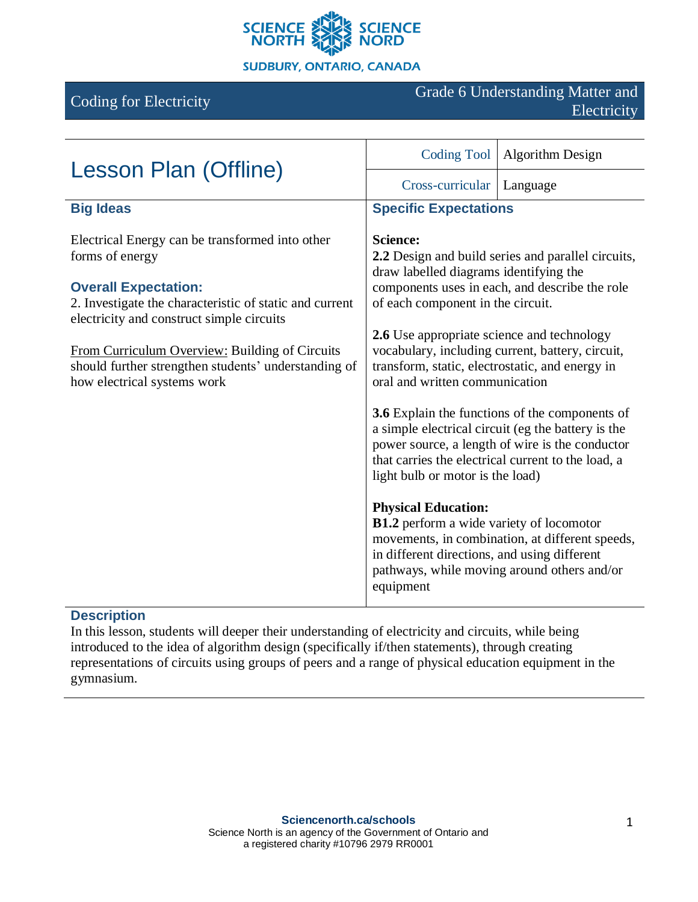SCIENCE NORTH SCIENCE NORD
SUDBURY, ONTARIO, CANADA

# Coding for Electricity

Grade 6 Understanding Matter and Electricity

## Lesson Plan (Offline)

| Coding Tool | Algorithm Design |
|---|---|
| Cross-curricular | Language |

### Big Ideas

Electrical Energy can be transformed into other forms of energy

### Overall Expectation:

2. Investigate the characteristic of static and current electricity and construct simple circuits

From Curriculum Overview: Building of Circuits should further strengthen students' understanding of how electrical systems work

### Specific Expectations

**Science:**

**2.2** Design and build series and parallel circuits, draw labelled diagrams identifying the components uses in each, and describe the role of each component in the circuit.

**2.6** Use appropriate science and technology vocabulary, including current, battery, circuit, transform, static, electrostatic, and energy in oral and written communication

**3.6** Explain the functions of the components of a simple electrical circuit (eg the battery is the power source, a length of wire is the conductor that carries the electrical current to the load, a light bulb or motor is the load)

**Physical Education:**

**B1.2** perform a wide variety of locomotor movements, in combination, at different speeds, in different directions, and using different pathways, while moving around others and/or equipment

### Description

In this lesson, students will deeper their understanding of electricity and circuits, while being introduced to the idea of algorithm design (specifically if/then statements), through creating representations of circuits using groups of peers and a range of physical education equipment in the gymnasium.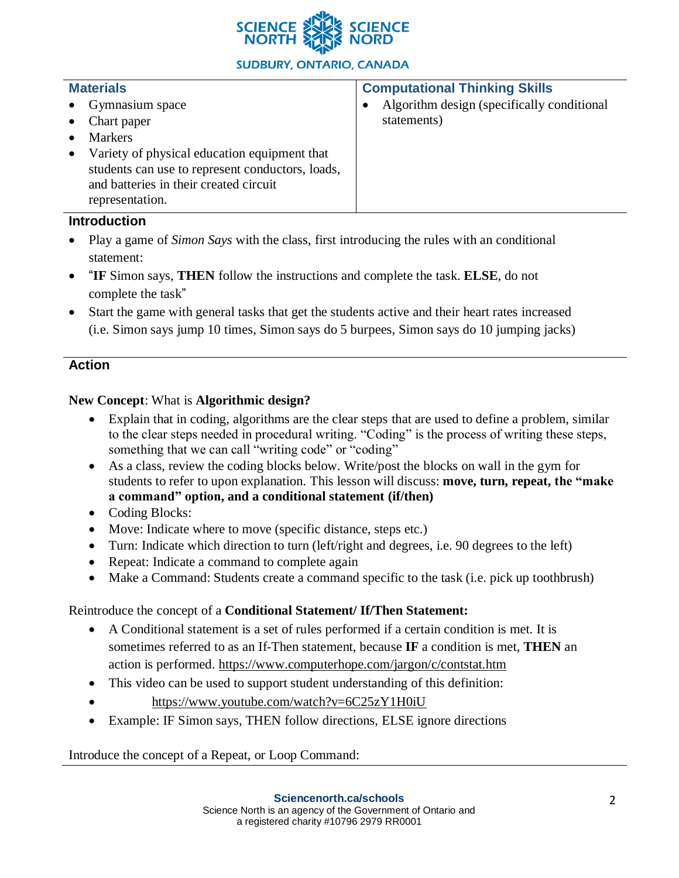| Materials | Computational Thinking Skills |
| --- | --- |
| • Gymnasium space<br>• Chart paper<br>• Markers<br>• Variety of physical education equipment that students can use to represent conductors, loads, and batteries in their created circuit representation. | • Algorithm design (specifically conditional statements) |

### Introduction

- Play a game of *Simon Says* with the class, first introducing the rules with an conditional statement:
- "**IF** Simon says, **THEN** follow the instructions and complete the task. **ELSE**, do not complete the task"
- Start the game with general tasks that get the students active and their heart rates increased (i.e. Simon says jump 10 times, Simon says do 5 burpees, Simon says do 10 jumping jacks)

### Action

**New Concept**: What is **Algorithmic design?**

- Explain that in coding, algorithms are the clear steps that are used to define a problem, similar to the clear steps needed in procedural writing. "Coding" is the process of writing these steps, something that we can call "writing code" or "coding"
- As a class, review the coding blocks below. Write/post the blocks on wall in the gym for students to refer to upon explanation. This lesson will discuss: **move, turn, repeat, the "make a command" option, and a conditional statement (if/then)**
- Coding Blocks:
- Move: Indicate where to move (specific distance, steps etc.)
- Turn: Indicate which direction to turn (left/right and degrees, i.e. 90 degrees to the left)
- Repeat: Indicate a command to complete again
- Make a Command: Students create a command specific to the task (i.e. pick up toothbrush)

Reintroduce the concept of a **Conditional Statement/ If/Then Statement:**

- A Conditional statement is a set of rules performed if a certain condition is met. It is sometimes referred to as an If-Then statement, because **IF** a condition is met, **THEN** an action is performed. https://www.computerhope.com/jargon/c/contstat.htm
- This video can be used to support student understanding of this definition:
- https://www.youtube.com/watch?v=6C25zY1H0iU
- Example: IF Simon says, THEN follow directions, ELSE ignore directions

Introduce the concept of a Repeat, or Loop Command: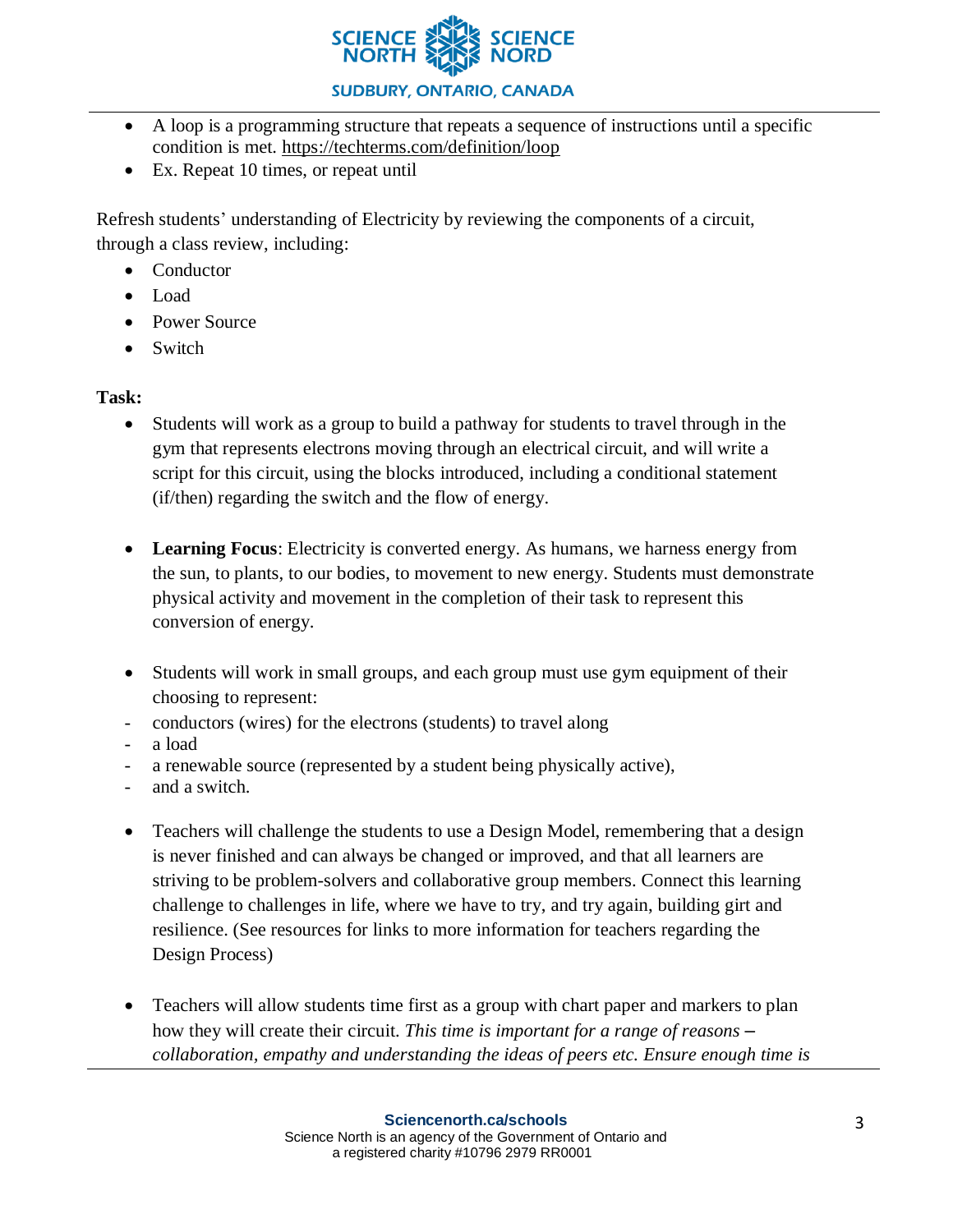- A loop is a programming structure that repeats a sequence of instructions until a specific condition is met. https://techterms.com/definition/loop
- Ex. Repeat 10 times, or repeat until

Refresh students' understanding of Electricity by reviewing the components of a circuit, through a class review, including:

- Conductor
- Load
- Power Source
- Switch

**Task:**

- Students will work as a group to build a pathway for students to travel through in the gym that represents electrons moving through an electrical circuit, and will write a script for this circuit, using the blocks introduced, including a conditional statement (if/then) regarding the switch and the flow of energy.

- **Learning Focus**: Electricity is converted energy. As humans, we harness energy from the sun, to plants, to our bodies, to movement to new energy. Students must demonstrate physical activity and movement in the completion of their task to represent this conversion of energy.

- Students will work in small groups, and each group must use gym equipment of their choosing to represent:
  - conductors (wires) for the electrons (students) to travel along
  - a load
  - a renewable source (represented by a student being physically active),
  - and a switch.

- Teachers will challenge the students to use a Design Model, remembering that a design is never finished and can always be changed or improved, and that all learners are striving to be problem-solvers and collaborative group members. Connect this learning challenge to challenges in life, where we have to try, and try again, building girt and resilience. (See resources for links to more information for teachers regarding the Design Process)

- Teachers will allow students time first as a group with chart paper and markers to plan how they will create their circuit. *This time is important for a range of reasons – collaboration, empathy and understanding the ideas of peers etc. Ensure enough time is*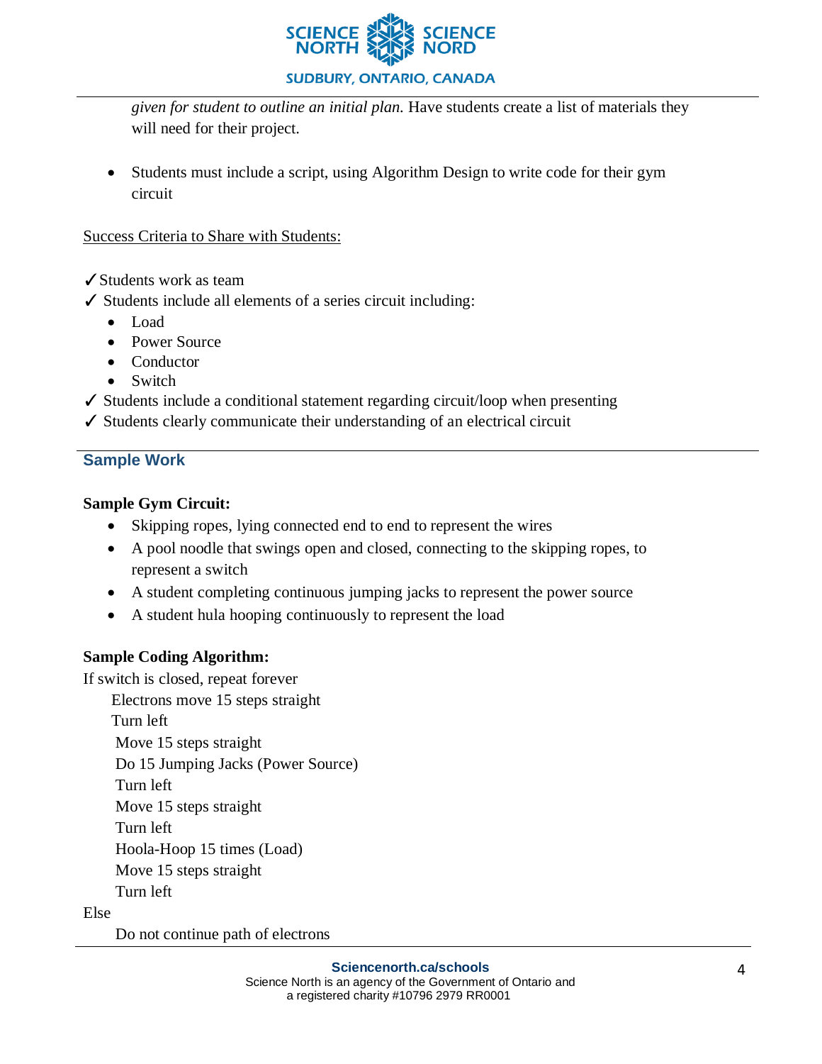*given for student to outline an initial plan.* Have students create a list of materials they will need for their project.

- Students must include a script, using Algorithm Design to write code for their gym circuit

Success Criteria to Share with Students:

✓Students work as team

✓ Students include all elements of a series circuit including:

- Load
- Power Source
- Conductor
- Switch

✓ Students include a conditional statement regarding circuit/loop when presenting

✓ Students clearly communicate their understanding of an electrical circuit

## Sample Work

**Sample Gym Circuit:**

- Skipping ropes, lying connected end to end to represent the wires
- A pool noodle that swings open and closed, connecting to the skipping ropes, to represent a switch
- A student completing continuous jumping jacks to represent the power source
- A student hula hooping continuously to represent the load

**Sample Coding Algorithm:**

```
If switch is closed, repeat forever
    Electrons move 15 steps straight
    Turn left
    Move 15 steps straight
    Do 15 Jumping Jacks (Power Source)
    Turn left
    Move 15 steps straight
    Turn left
    Hoola-Hoop 15 times (Load)
    Move 15 steps straight
    Turn left
Else
    Do not continue path of electrons
```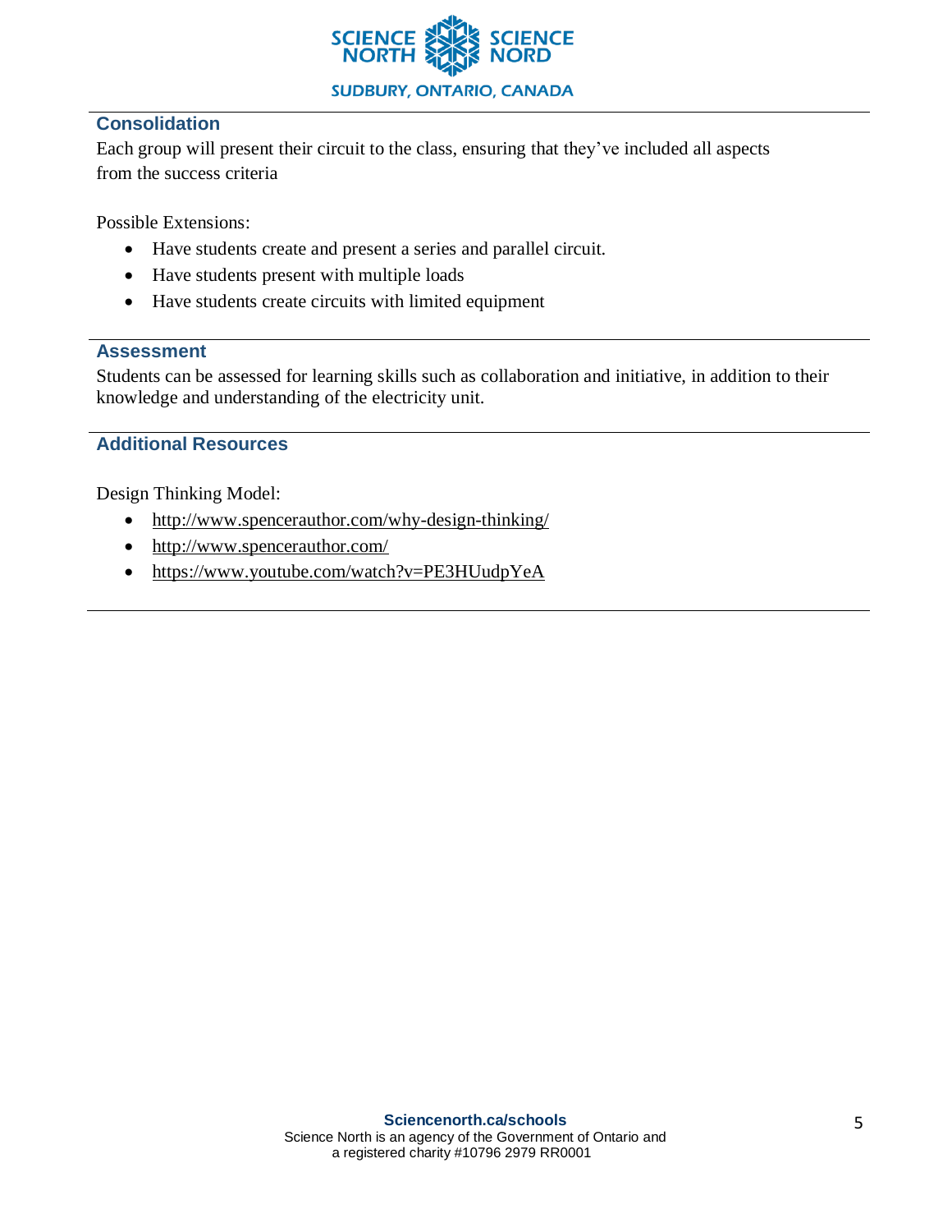## Consolidation

Each group will present their circuit to the class, ensuring that they've included all aspects from the success criteria

Possible Extensions:

- Have students create and present a series and parallel circuit.
- Have students present with multiple loads
- Have students create circuits with limited equipment

## Assessment

Students can be assessed for learning skills such as collaboration and initiative, in addition to their knowledge and understanding of the electricity unit.

## Additional Resources

Design Thinking Model:

- http://www.spencerauthor.com/why-design-thinking/
- http://www.spencerauthor.com/
- https://www.youtube.com/watch?v=PE3HUudpYeA